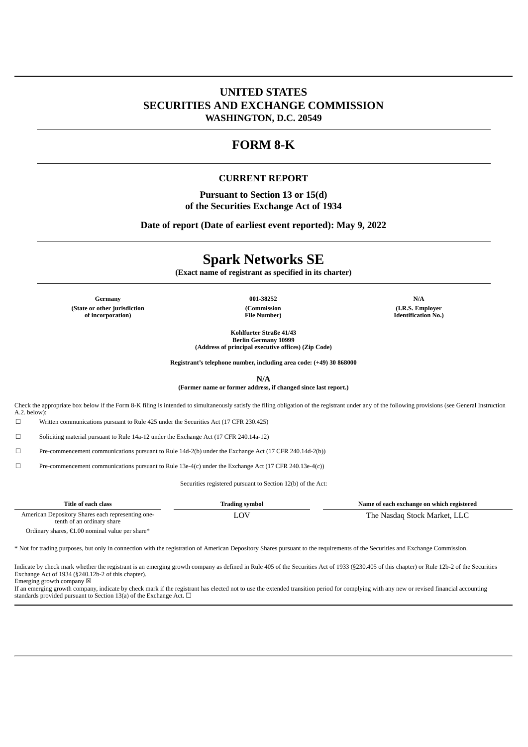# UNITED STATES
# SECURITIES AND EXCHANGE COMMISSION
**WASHINGTON, D.C. 20549**

---

# FORM 8-K

---

## CURRENT REPORT

**Pursuant to Section 13 or 15(d)**
**of the Securities Exchange Act of 1934**

**Date of report (Date of earliest event reported): May 9, 2022**

---

# Spark Networks SE

**(Exact name of registrant as specified in its charter)**

---

| Germany | 001-38252 | N/A |
|---|---|---|
| (State or other jurisdiction of incorporation) | (Commission File Number) | (I.R.S. Employer Identification No.) |

**Kohlfurter Straße 41/43**
**Berlin Germany 10999**
**(Address of principal executive offices) (Zip Code)**

**Registrant's telephone number, including area code: (+49) 30 868000**

**N/A**
**(Former name or former address, if changed since last report.)**

Check the appropriate box below if the Form 8-K filing is intended to simultaneously satisfy the filing obligation of the registrant under any of the following provisions (see General Instruction A.2. below):

☐ Written communications pursuant to Rule 425 under the Securities Act (17 CFR 230.425)

☐ Soliciting material pursuant to Rule 14a-12 under the Exchange Act (17 CFR 240.14a-12)

☐ Pre-commencement communications pursuant to Rule 14d-2(b) under the Exchange Act (17 CFR 240.14d-2(b))

☐ Pre-commencement communications pursuant to Rule 13e-4(c) under the Exchange Act (17 CFR 240.13e-4(c))

Securities registered pursuant to Section 12(b) of the Act:

| Title of each class | Trading symbol | Name of each exchange on which registered |
|---|---|---|
| American Depository Shares each representing one-tenth of an ordinary share | LOV | The Nasdaq Stock Market, LLC |
| Ordinary shares, €1.00 nominal value per share* | | |

* Not for trading purposes, but only in connection with the registration of American Depository Shares pursuant to the requirements of the Securities and Exchange Commission.

Indicate by check mark whether the registrant is an emerging growth company as defined in Rule 405 of the Securities Act of 1933 (§230.405 of this chapter) or Rule 12b-2 of the Securities Exchange Act of 1934 (§240.12b-2 of this chapter).
Emerging growth company ☒
If an emerging growth company, indicate by check mark if the registrant has elected not to use the extended transition period for complying with any new or revised financial accounting standards provided pursuant to Section 13(a) of the Exchange Act. ☐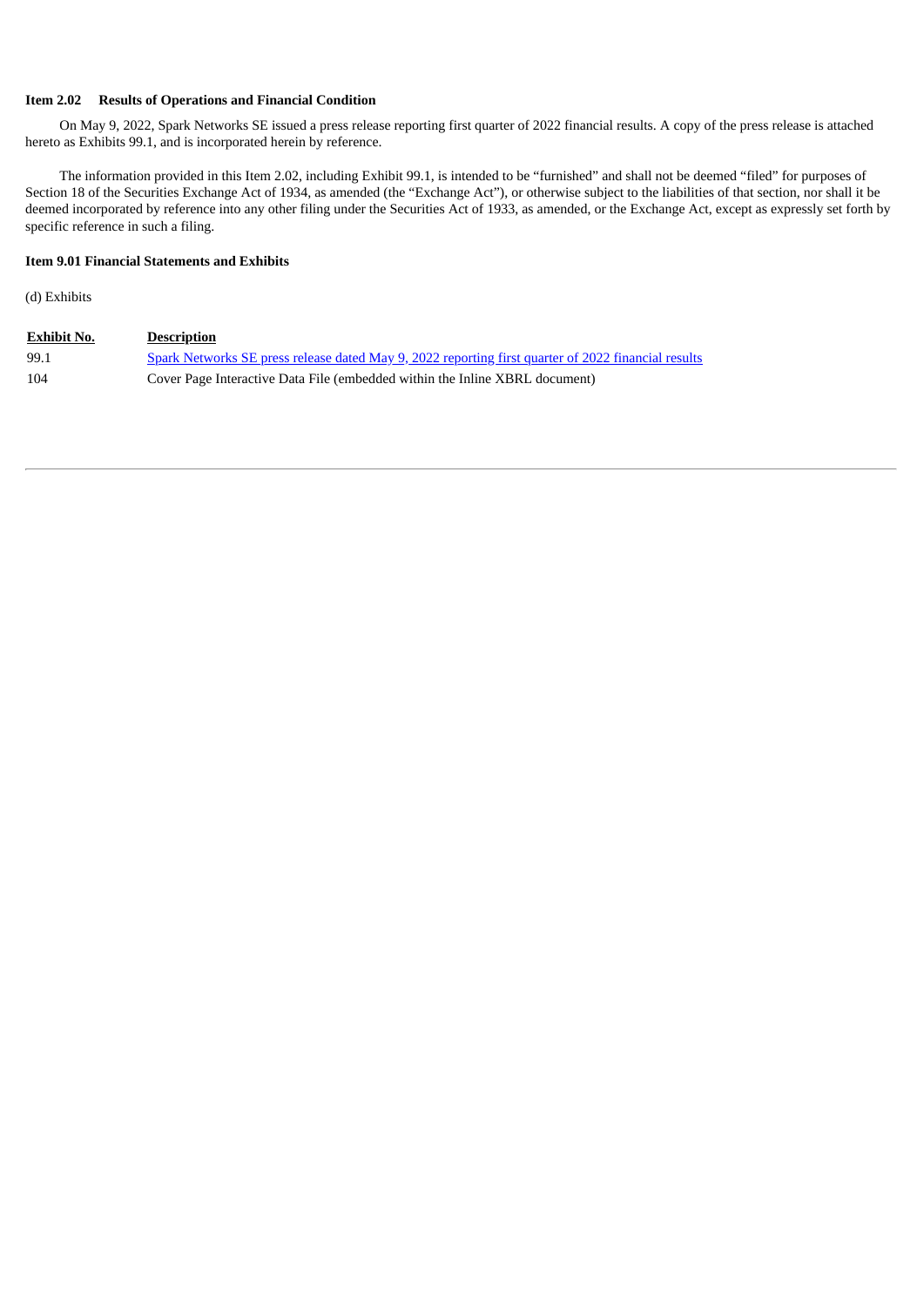**Item 2.02 Results of Operations and Financial Condition**

On May 9, 2022, Spark Networks SE issued a press release reporting first quarter of 2022 financial results. A copy of the press release is attached hereto as Exhibits 99.1, and is incorporated herein by reference.

The information provided in this Item 2.02, including Exhibit 99.1, is intended to be “furnished” and shall not be deemed “filed” for purposes of Section 18 of the Securities Exchange Act of 1934, as amended (the “Exchange Act”), or otherwise subject to the liabilities of that section, nor shall it be deemed incorporated by reference into any other filing under the Securities Act of 1933, as amended, or the Exchange Act, except as expressly set forth by specific reference in such a filing.

**Item 9.01 Financial Statements and Exhibits**

(d) Exhibits

| Exhibit No. | Description |
| --- | --- |
| 99.1 | Spark Networks SE press release dated May 9, 2022 reporting first quarter of 2022 financial results |
| 104 | Cover Page Interactive Data File (embedded within the Inline XBRL document) |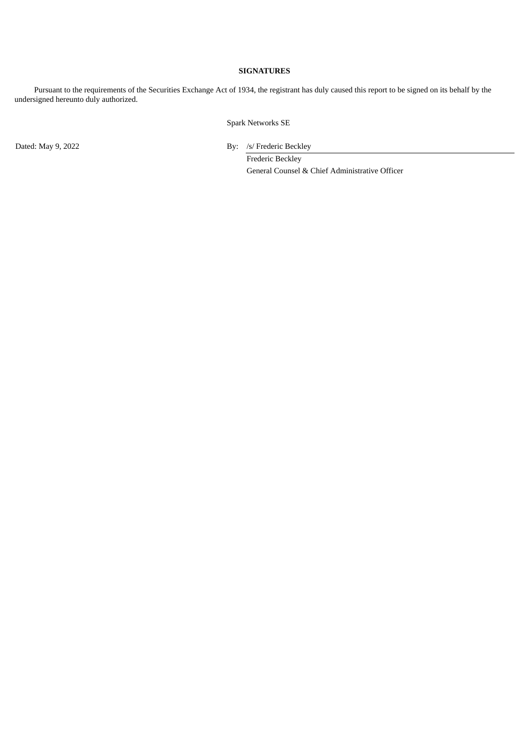**SIGNATURES**

Pursuant to the requirements of the Securities Exchange Act of 1934, the registrant has duly caused this report to be signed on its behalf by the undersigned hereunto duly authorized.

Spark Networks SE

Dated: May 9, 2022

By: /s/ Frederic Beckley

Frederic Beckley

General Counsel & Chief Administrative Officer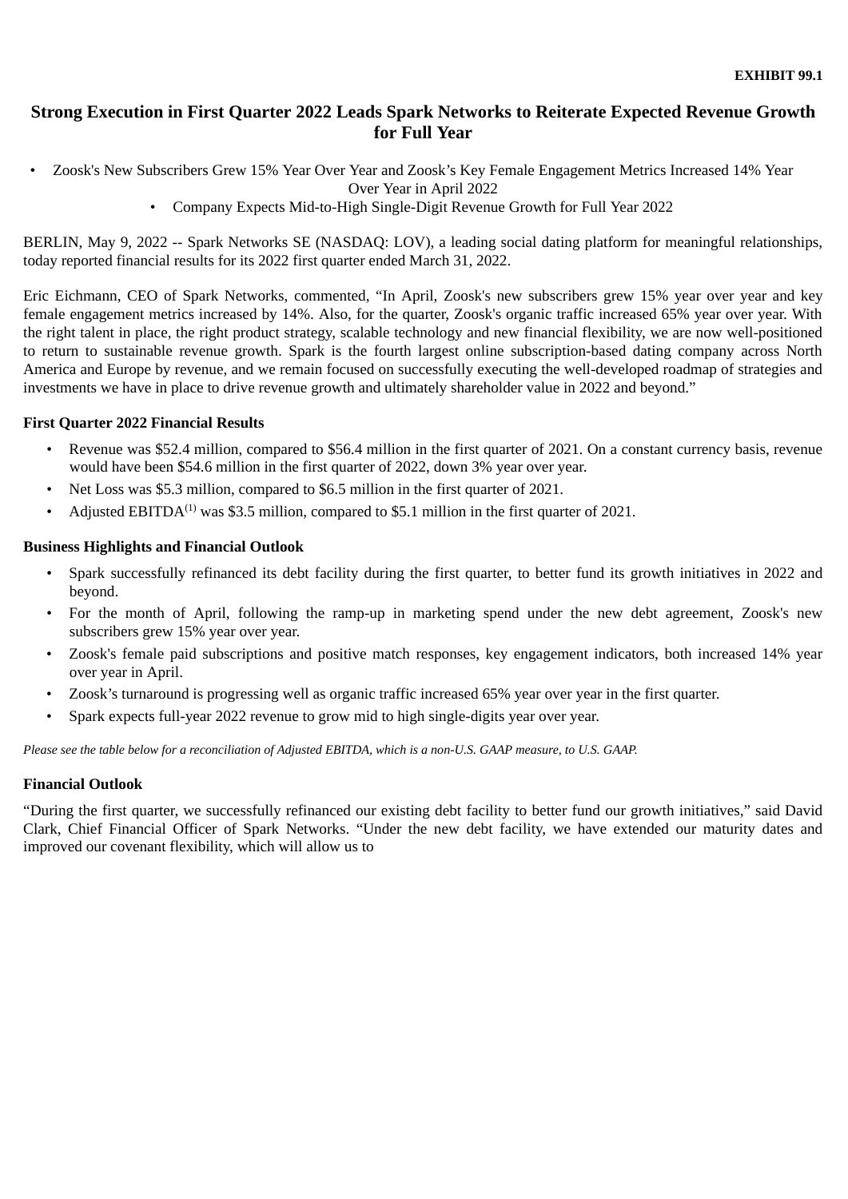**EXHIBIT 99.1**

# Strong Execution in First Quarter 2022 Leads Spark Networks to Reiterate Expected Revenue Growth for Full Year

- Zoosk's New Subscribers Grew 15% Year Over Year and Zoosk's Key Female Engagement Metrics Increased 14% Year Over Year in April 2022
- Company Expects Mid-to-High Single-Digit Revenue Growth for Full Year 2022

BERLIN, May 9, 2022 -- Spark Networks SE (NASDAQ: LOV), a leading social dating platform for meaningful relationships, today reported financial results for its 2022 first quarter ended March 31, 2022.

Eric Eichmann, CEO of Spark Networks, commented, "In April, Zoosk's new subscribers grew 15% year over year and key female engagement metrics increased by 14%. Also, for the quarter, Zoosk's organic traffic increased 65% year over year. With the right talent in place, the right product strategy, scalable technology and new financial flexibility, we are now well-positioned to return to sustainable revenue growth. Spark is the fourth largest online subscription-based dating company across North America and Europe by revenue, and we remain focused on successfully executing the well-developed roadmap of strategies and investments we have in place to drive revenue growth and ultimately shareholder value in 2022 and beyond."

### First Quarter 2022 Financial Results

- Revenue was $52.4 million, compared to $56.4 million in the first quarter of 2021. On a constant currency basis, revenue would have been $54.6 million in the first quarter of 2022, down 3% year over year.
- Net Loss was $5.3 million, compared to $6.5 million in the first quarter of 2021.
- Adjusted EBITDA(1) was $3.5 million, compared to $5.1 million in the first quarter of 2021.

### Business Highlights and Financial Outlook

- Spark successfully refinanced its debt facility during the first quarter, to better fund its growth initiatives in 2022 and beyond.
- For the month of April, following the ramp-up in marketing spend under the new debt agreement, Zoosk's new subscribers grew 15% year over year.
- Zoosk's female paid subscriptions and positive match responses, key engagement indicators, both increased 14% year over year in April.
- Zoosk's turnaround is progressing well as organic traffic increased 65% year over year in the first quarter.
- Spark expects full-year 2022 revenue to grow mid to high single-digits year over year.

*Please see the table below for a reconciliation of Adjusted EBITDA, which is a non-U.S. GAAP measure, to U.S. GAAP.*

### Financial Outlook

"During the first quarter, we successfully refinanced our existing debt facility to better fund our growth initiatives," said David Clark, Chief Financial Officer of Spark Networks. "Under the new debt facility, we have extended our maturity dates and improved our covenant flexibility, which will allow us to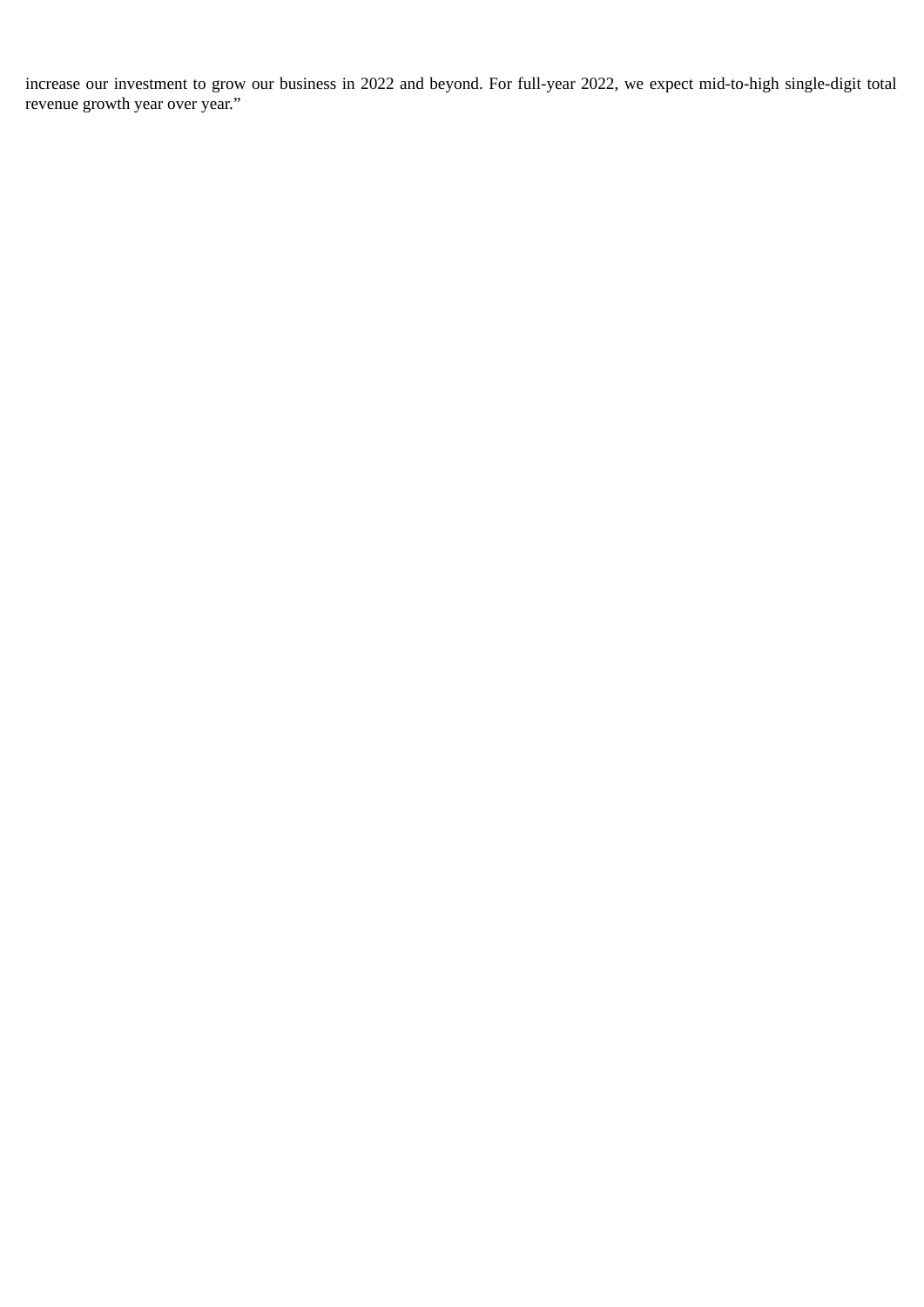increase our investment to grow our business in 2022 and beyond. For full-year 2022, we expect mid-to-high single-digit total revenue growth year over year."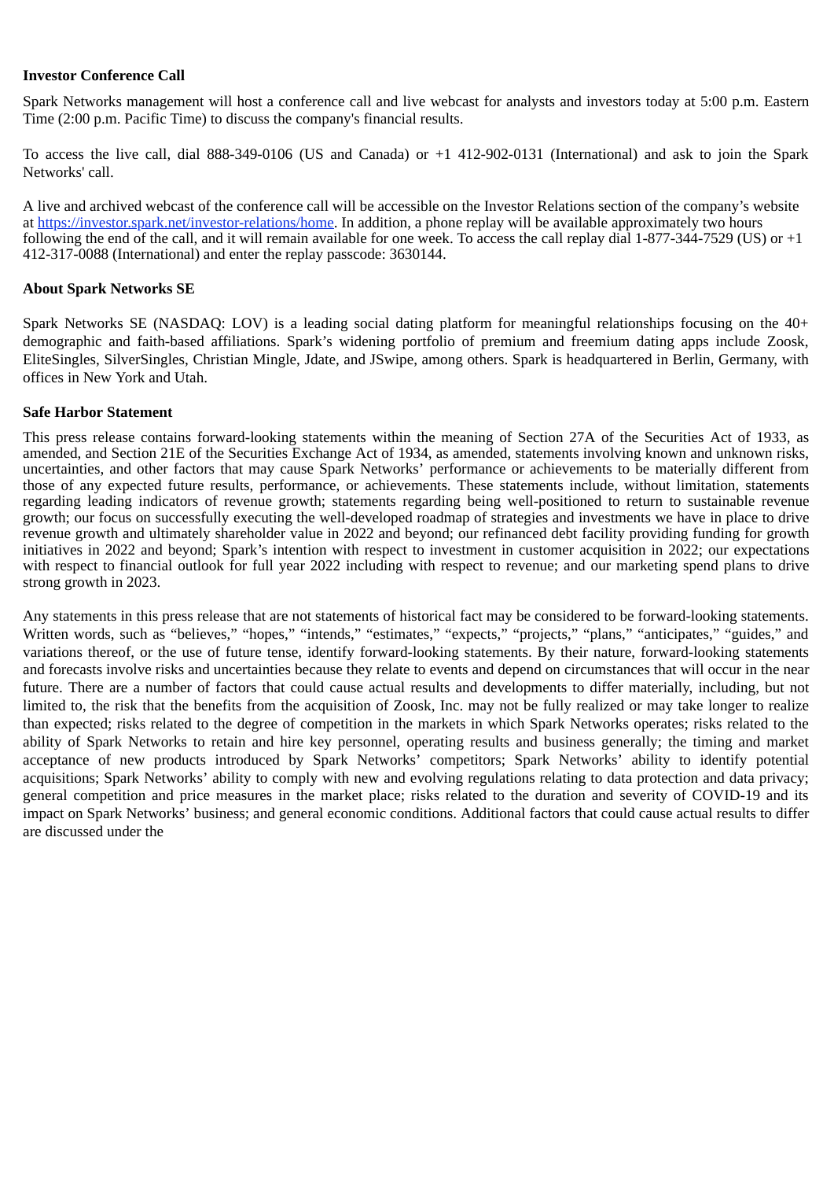**Investor Conference Call**

Spark Networks management will host a conference call and live webcast for analysts and investors today at 5:00 p.m. Eastern Time (2:00 p.m. Pacific Time) to discuss the company's financial results.

To access the live call, dial 888-349-0106 (US and Canada) or +1 412-902-0131 (International) and ask to join the Spark Networks' call.

A live and archived webcast of the conference call will be accessible on the Investor Relations section of the company's website at [https://investor.spark.net/investor-relations/home](https://investor.spark.net/investor-relations/home). In addition, a phone replay will be available approximately two hours following the end of the call, and it will remain available for one week. To access the call replay dial 1-877-344-7529 (US) or +1 412-317-0088 (International) and enter the replay passcode: 3630144.

**About Spark Networks SE**

Spark Networks SE (NASDAQ: LOV) is a leading social dating platform for meaningful relationships focusing on the 40+ demographic and faith-based affiliations. Spark's widening portfolio of premium and freemium dating apps include Zoosk, EliteSingles, SilverSingles, Christian Mingle, Jdate, and JSwipe, among others. Spark is headquartered in Berlin, Germany, with offices in New York and Utah.

**Safe Harbor Statement**

This press release contains forward-looking statements within the meaning of Section 27A of the Securities Act of 1933, as amended, and Section 21E of the Securities Exchange Act of 1934, as amended, statements involving known and unknown risks, uncertainties, and other factors that may cause Spark Networks' performance or achievements to be materially different from those of any expected future results, performance, or achievements. These statements include, without limitation, statements regarding leading indicators of revenue growth; statements regarding being well-positioned to return to sustainable revenue growth; our focus on successfully executing the well-developed roadmap of strategies and investments we have in place to drive revenue growth and ultimately shareholder value in 2022 and beyond; our refinanced debt facility providing funding for growth initiatives in 2022 and beyond; Spark's intention with respect to investment in customer acquisition in 2022; our expectations with respect to financial outlook for full year 2022 including with respect to revenue; and our marketing spend plans to drive strong growth in 2023.

Any statements in this press release that are not statements of historical fact may be considered to be forward-looking statements. Written words, such as "believes," "hopes," "intends," "estimates," "expects," "projects," "plans," "anticipates," "guides," and variations thereof, or the use of future tense, identify forward-looking statements. By their nature, forward-looking statements and forecasts involve risks and uncertainties because they relate to events and depend on circumstances that will occur in the near future. There are a number of factors that could cause actual results and developments to differ materially, including, but not limited to, the risk that the benefits from the acquisition of Zoosk, Inc. may not be fully realized or may take longer to realize than expected; risks related to the degree of competition in the markets in which Spark Networks operates; risks related to the ability of Spark Networks to retain and hire key personnel, operating results and business generally; the timing and market acceptance of new products introduced by Spark Networks' competitors; Spark Networks' ability to identify potential acquisitions; Spark Networks' ability to comply with new and evolving regulations relating to data protection and data privacy; general competition and price measures in the market place; risks related to the duration and severity of COVID-19 and its impact on Spark Networks' business; and general economic conditions. Additional factors that could cause actual results to differ are discussed under the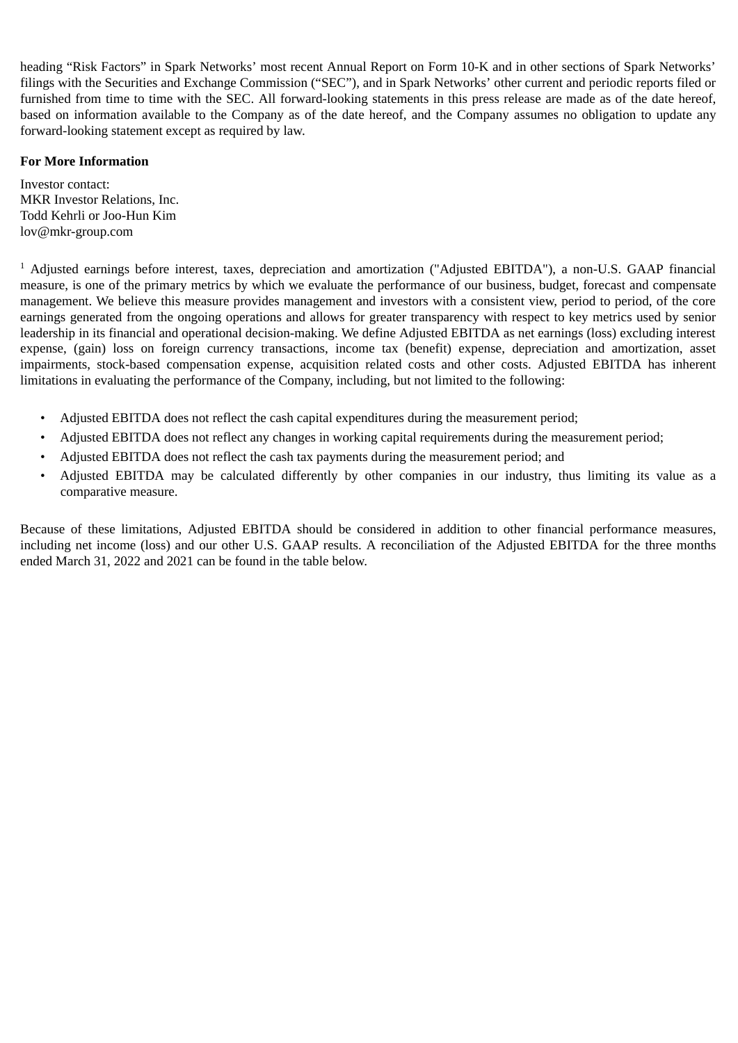heading "Risk Factors" in Spark Networks' most recent Annual Report on Form 10-K and in other sections of Spark Networks' filings with the Securities and Exchange Commission ("SEC"), and in Spark Networks' other current and periodic reports filed or furnished from time to time with the SEC. All forward-looking statements in this press release are made as of the date hereof, based on information available to the Company as of the date hereof, and the Company assumes no obligation to update any forward-looking statement except as required by law.

**For More Information**

Investor contact:
MKR Investor Relations, Inc.
Todd Kehrli or Joo-Hun Kim
lov@mkr-group.com

[1] Adjusted earnings before interest, taxes, depreciation and amortization ("Adjusted EBITDA"), a non-U.S. GAAP financial measure, is one of the primary metrics by which we evaluate the performance of our business, budget, forecast and compensate management. We believe this measure provides management and investors with a consistent view, period to period, of the core earnings generated from the ongoing operations and allows for greater transparency with respect to key metrics used by senior leadership in its financial and operational decision-making. We define Adjusted EBITDA as net earnings (loss) excluding interest expense, (gain) loss on foreign currency transactions, income tax (benefit) expense, depreciation and amortization, asset impairments, stock-based compensation expense, acquisition related costs and other costs. Adjusted EBITDA has inherent limitations in evaluating the performance of the Company, including, but not limited to the following:

- Adjusted EBITDA does not reflect the cash capital expenditures during the measurement period;
- Adjusted EBITDA does not reflect any changes in working capital requirements during the measurement period;
- Adjusted EBITDA does not reflect the cash tax payments during the measurement period; and
- Adjusted EBITDA may be calculated differently by other companies in our industry, thus limiting its value as a comparative measure.

Because of these limitations, Adjusted EBITDA should be considered in addition to other financial performance measures, including net income (loss) and our other U.S. GAAP results. A reconciliation of the Adjusted EBITDA for the three months ended March 31, 2022 and 2021 can be found in the table below.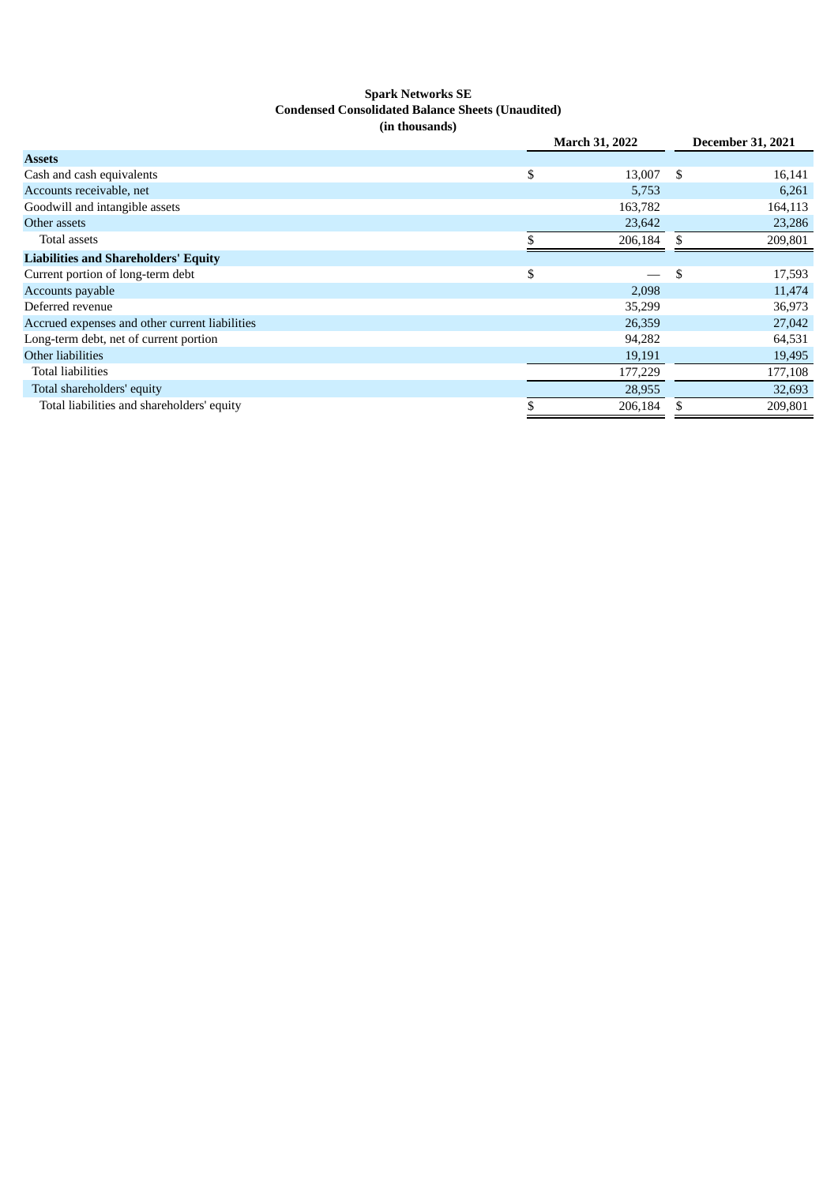**Spark Networks SE**
**Condensed Consolidated Balance Sheets (Unaudited)**
**(in thousands)**

| | March 31, 2022 | December 31, 2021 |
|---|---|---|
| **Assets** | | |
| Cash and cash equivalents | $ 13,007 | $ 16,141 |
| Accounts receivable, net | 5,753 | 6,261 |
| Goodwill and intangible assets | 163,782 | 164,113 |
| Other assets | 23,642 | 23,286 |
| Total assets | $ 206,184 | $ 209,801 |
| **Liabilities and Shareholders' Equity** | | |
| Current portion of long-term debt | $ — | $ 17,593 |
| Accounts payable | 2,098 | 11,474 |
| Deferred revenue | 35,299 | 36,973 |
| Accrued expenses and other current liabilities | 26,359 | 27,042 |
| Long-term debt, net of current portion | 94,282 | 64,531 |
| Other liabilities | 19,191 | 19,495 |
| Total liabilities | 177,229 | 177,108 |
| Total shareholders' equity | 28,955 | 32,693 |
| Total liabilities and shareholders' equity | $ 206,184 | $ 209,801 |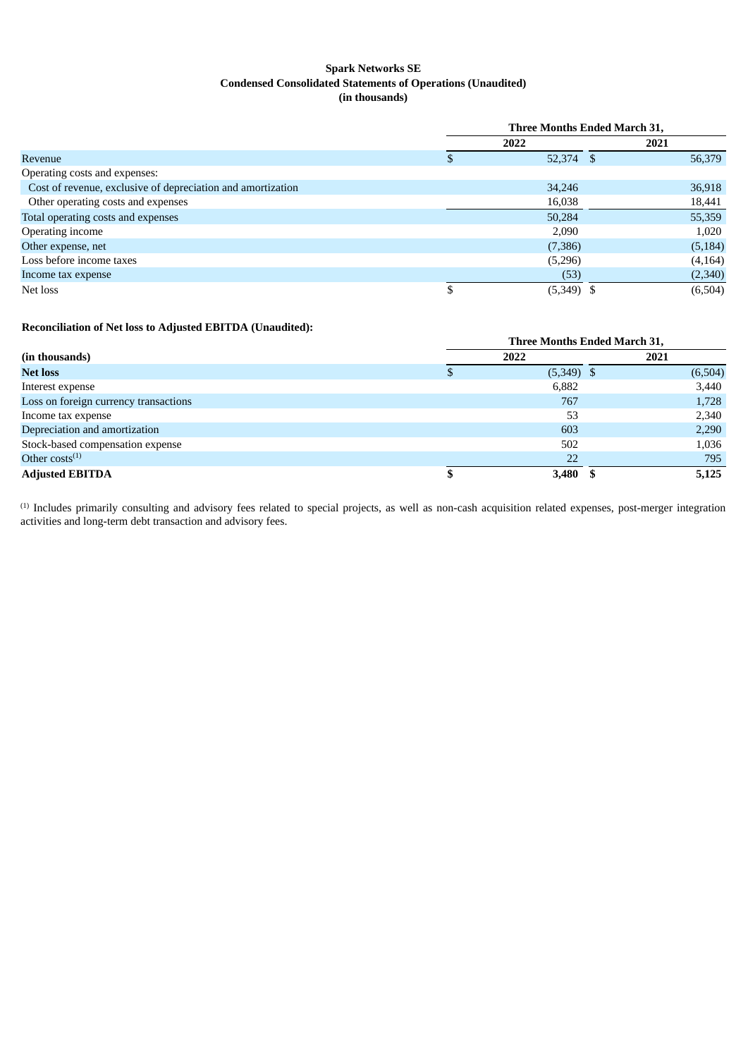**Spark Networks SE**
**Condensed Consolidated Statements of Operations (Unaudited)**
**(in thousands)**

| | Three Months Ended March 31, | |
|---|---|---|
| | 2022 | 2021 |
| Revenue | $ 52,374 | $ 56,379 |
| Operating costs and expenses: | | |
| Cost of revenue, exclusive of depreciation and amortization | 34,246 | 36,918 |
| Other operating costs and expenses | 16,038 | 18,441 |
| Total operating costs and expenses | 50,284 | 55,359 |
| Operating income | 2,090 | 1,020 |
| Other expense, net | (7,386) | (5,184) |
| Loss before income taxes | (5,296) | (4,164) |
| Income tax expense | (53) | (2,340) |
| Net loss | $ (5,349) | $ (6,504) |

**Reconciliation of Net loss to Adjusted EBITDA (Unaudited):**

| | Three Months Ended March 31, | |
|---|---|---|
| **(in thousands)** | **2022** | **2021** |
| **Net loss** | $ (5,349) | $ (6,504) |
| Interest expense | 6,882 | 3,440 |
| Loss on foreign currency transactions | 767 | 1,728 |
| Income tax expense | 53 | 2,340 |
| Depreciation and amortization | 603 | 2,290 |
| Stock-based compensation expense | 502 | 1,036 |
| Other costs[1] | 22 | 795 |
| **Adjusted EBITDA** | **$ 3,480** | **$ 5,125** |

[1] Includes primarily consulting and advisory fees related to special projects, as well as non-cash acquisition related expenses, post-merger integration activities and long-term debt transaction and advisory fees.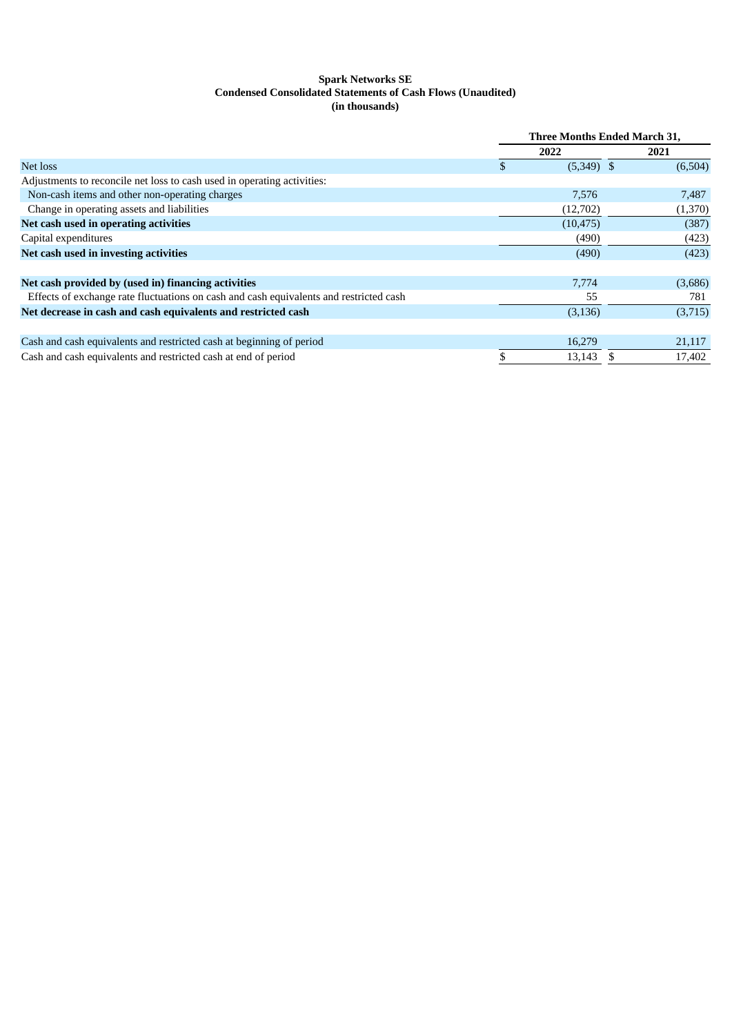**Spark Networks SE**
**Condensed Consolidated Statements of Cash Flows (Unaudited)**
**(in thousands)**

| | Three Months Ended March 31, | |
|---|---|---|
| | 2022 | 2021 |
| Net loss | $ (5,349) | $ (6,504) |
| Adjustments to reconcile net loss to cash used in operating activities: | | |
| Non-cash items and other non-operating charges | 7,576 | 7,487 |
| Change in operating assets and liabilities | (12,702) | (1,370) |
| **Net cash used in operating activities** | (10,475) | (387) |
| Capital expenditures | (490) | (423) |
| **Net cash used in investing activities** | (490) | (423) |
| **Net cash provided by (used in) financing activities** | 7,774 | (3,686) |
| Effects of exchange rate fluctuations on cash and cash equivalents and restricted cash | 55 | 781 |
| **Net decrease in cash and cash equivalents and restricted cash** | (3,136) | (3,715) |
| Cash and cash equivalents and restricted cash at beginning of period | 16,279 | 21,117 |
| Cash and cash equivalents and restricted cash at end of period | $ 13,143 | $ 17,402 |